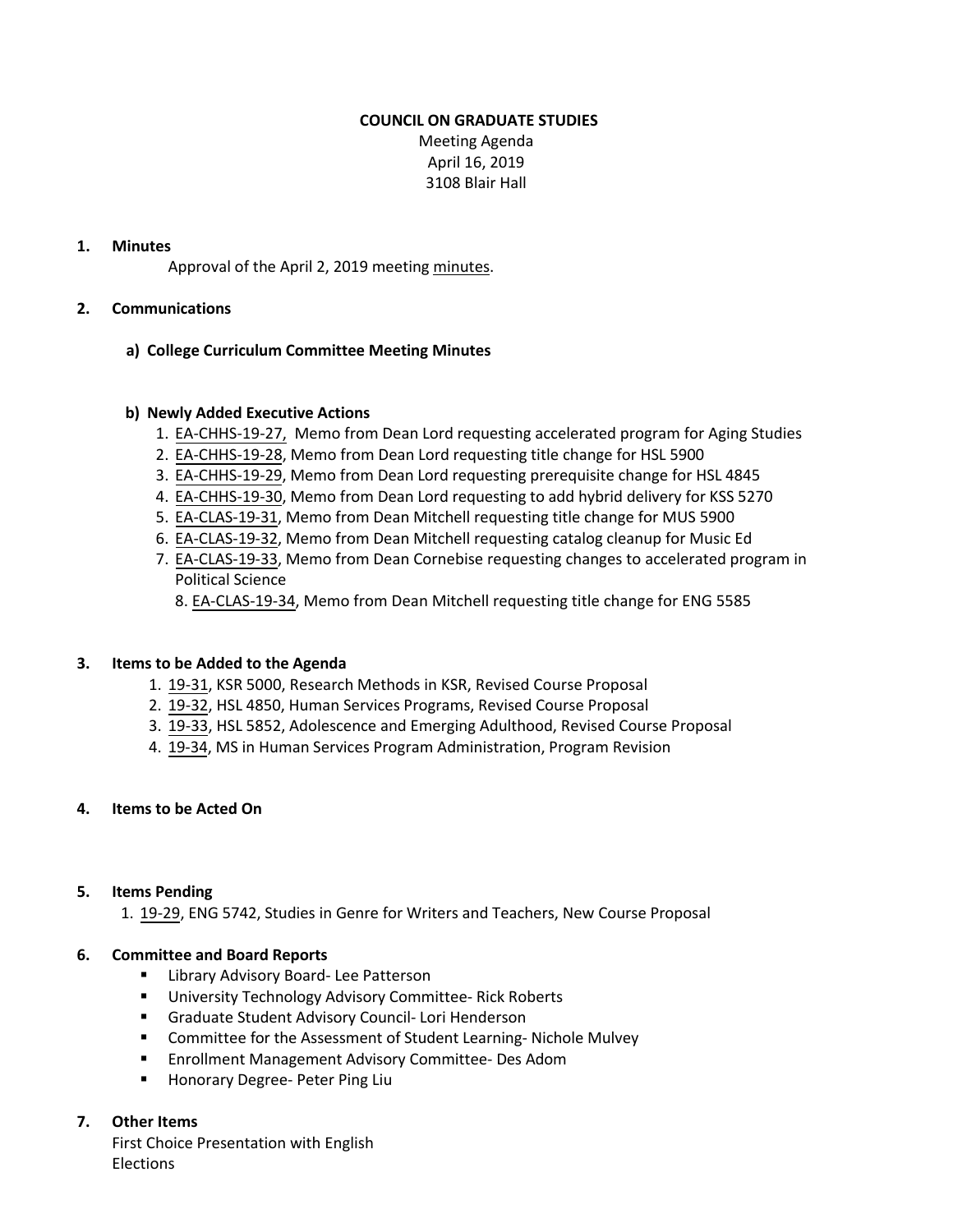**COUNCIL ON GRADUATE STUDIES**

Meeting Agenda
April 16, 2019
3108 Blair Hall

**1. Minutes**

Approval of the April 2, 2019 meeting minutes.

**2. Communications**

**a) College Curriculum Committee Meeting Minutes**

**b) Newly Added Executive Actions**

1. EA-CHHS-19-27, Memo from Dean Lord requesting accelerated program for Aging Studies
2. EA-CHHS-19-28, Memo from Dean Lord requesting title change for HSL 5900
3. EA-CHHS-19-29, Memo from Dean Lord requesting prerequisite change for HSL 4845
4. EA-CHHS-19-30, Memo from Dean Lord requesting to add hybrid delivery for KSS 5270
5. EA-CLAS-19-31, Memo from Dean Mitchell requesting title change for MUS 5900
6. EA-CLAS-19-32, Memo from Dean Mitchell requesting catalog cleanup for Music Ed
7. EA-CLAS-19-33, Memo from Dean Cornebise requesting changes to accelerated program in Political Science
8. EA-CLAS-19-34, Memo from Dean Mitchell requesting title change for ENG 5585

**3. Items to be Added to the Agenda**

1. 19-31, KSR 5000, Research Methods in KSR, Revised Course Proposal
2. 19-32, HSL 4850, Human Services Programs, Revised Course Proposal
3. 19-33, HSL 5852, Adolescence and Emerging Adulthood, Revised Course Proposal
4. 19-34, MS in Human Services Program Administration, Program Revision

**4. Items to be Acted On**

**5. Items Pending**

1. 19-29, ENG 5742, Studies in Genre for Writers and Teachers, New Course Proposal

**6. Committee and Board Reports**

- Library Advisory Board- Lee Patterson
- University Technology Advisory Committee- Rick Roberts
- Graduate Student Advisory Council- Lori Henderson
- Committee for the Assessment of Student Learning- Nichole Mulvey
- Enrollment Management Advisory Committee- Des Adom
- Honorary Degree- Peter Ping Liu

**7. Other Items**

First Choice Presentation with English
Elections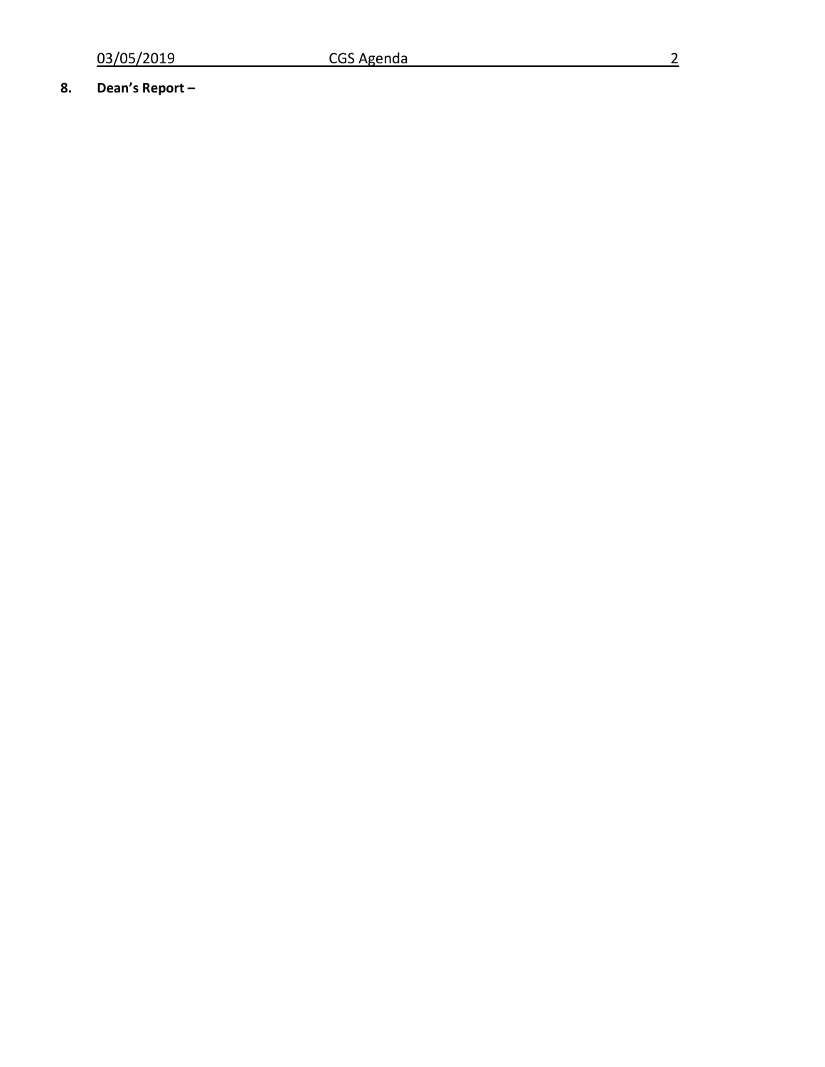**8. Dean's Report –**